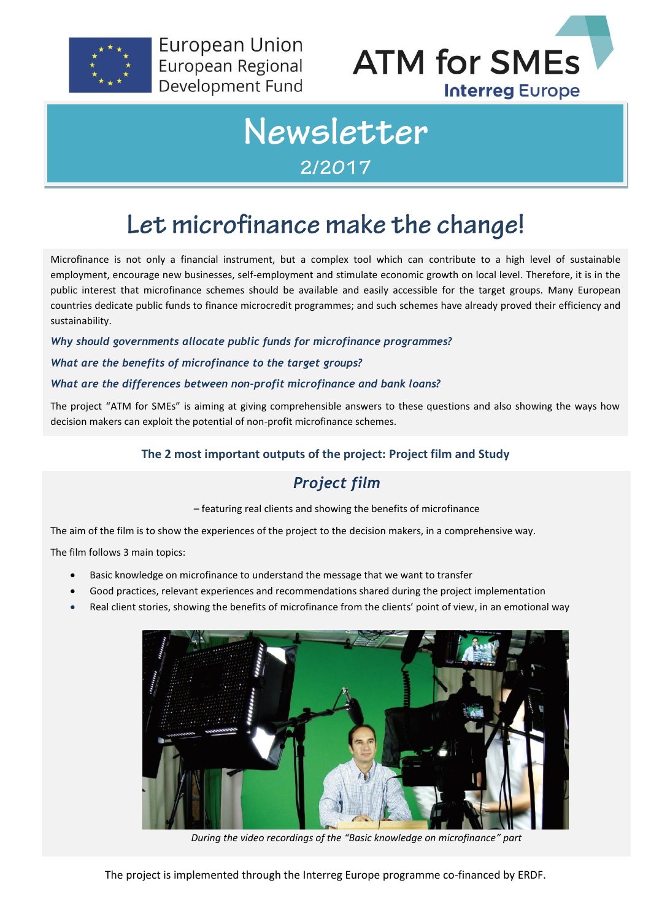European Union
European Regional
Development Fund

ATM for SMEs
Interreg Europe

# Newsletter

2/2017

# Let microfinance make the change!

Microfinance is not only a financial instrument, but a complex tool which can contribute to a high level of sustainable employment, encourage new businesses, self-employment and stimulate economic growth on local level. Therefore, it is in the public interest that microfinance schemes should be available and easily accessible for the target groups. Many European countries dedicate public funds to finance microcredit programmes; and such schemes have already proved their efficiency and sustainability.

***Why should governments allocate public funds for microfinance programmes?***

***What are the benefits of microfinance to the target groups?***

***What are the differences between non-profit microfinance and bank loans?***

The project "ATM for SMEs" is aiming at giving comprehensible answers to these questions and also showing the ways how decision makers can exploit the potential of non-profit microfinance schemes.

**The 2 most important outputs of the project: Project film and Study**

## *Project film*

– featuring real clients and showing the benefits of microfinance

The aim of the film is to show the experiences of the project to the decision makers, in a comprehensive way.

The film follows 3 main topics:

- Basic knowledge on microfinance to understand the message that we want to transfer
- Good practices, relevant experiences and recommendations shared during the project implementation
- Real client stories, showing the benefits of microfinance from the clients' point of view, in an emotional way

*During the video recordings of the "Basic knowledge on microfinance" part*

The project is implemented through the Interreg Europe programme co-financed by ERDF.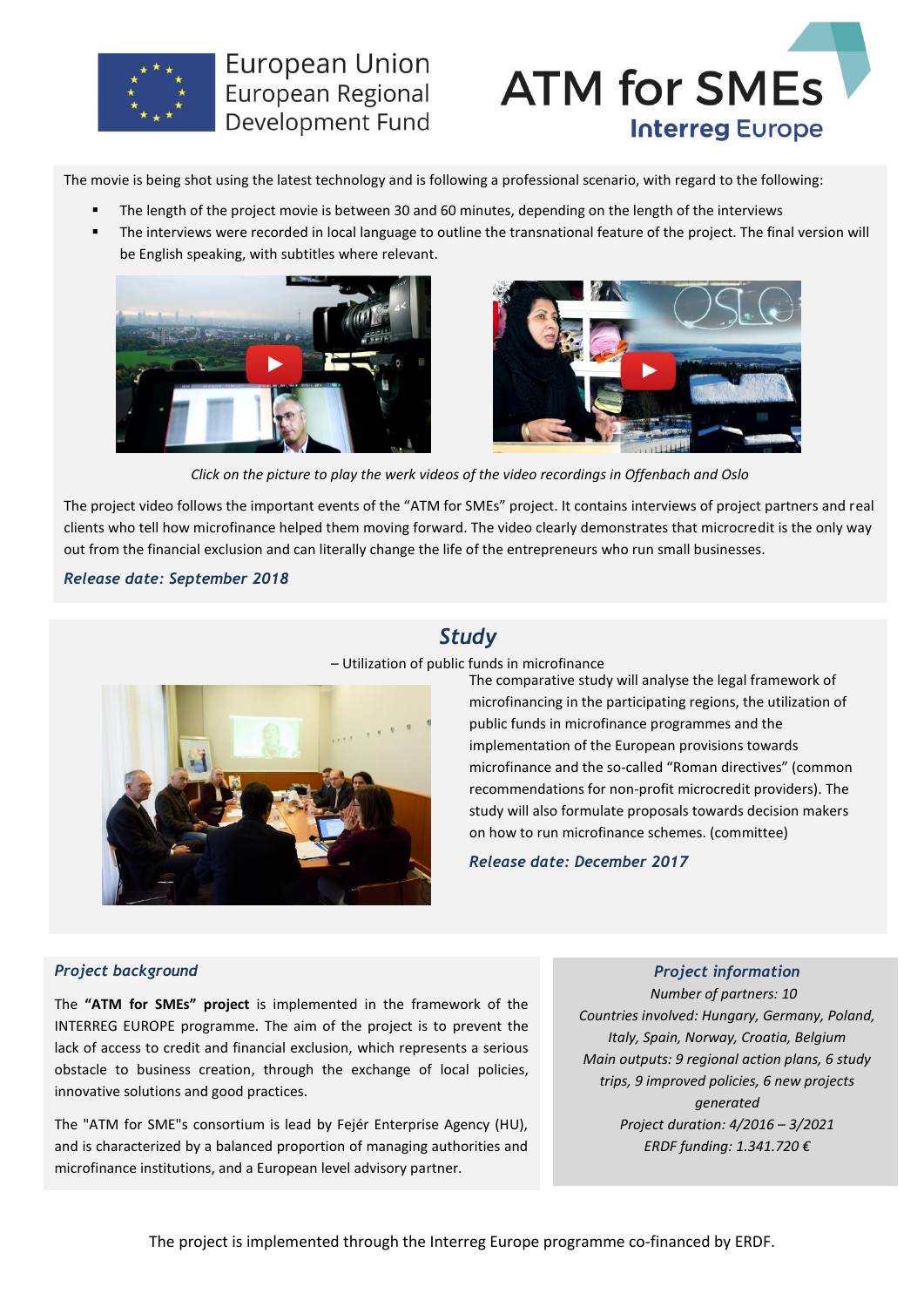The movie is being shot using the latest technology and is following a professional scenario, with regard to the following:

- The length of the project movie is between 30 and 60 minutes, depending on the length of the interviews
- The interviews were recorded in local language to outline the transnational feature of the project. The final version will be English speaking, with subtitles where relevant.

*Click on the picture to play the werk videos of the video recordings in Offenbach and Oslo*

The project video follows the important events of the "ATM for SMEs" project. It contains interviews of project partners and real clients who tell how microfinance helped them moving forward. The video clearly demonstrates that microcredit is the only way out from the financial exclusion and can literally change the life of the entrepreneurs who run small businesses.

***Release date: September 2018***

## *Study*

– Utilization of public funds in microfinance

The comparative study will analyse the legal framework of microfinancing in the participating regions, the utilization of public funds in microfinance programmes and the implementation of the European provisions towards microfinance and the so-called "Roman directives" (common recommendations for non-profit microcredit providers). The study will also formulate proposals towards decision makers on how to run microfinance schemes. (committee)

***Release date: December 2017***

### *Project background*

The **"ATM for SMEs" project** is implemented in the framework of the INTERREG EUROPE programme. The aim of the project is to prevent the lack of access to credit and financial exclusion, which represents a serious obstacle to business creation, through the exchange of local policies, innovative solutions and good practices.

The "ATM for SME"s consortium is lead by Fejér Enterprise Agency (HU), and is characterized by a balanced proportion of managing authorities and microfinance institutions, and a European level advisory partner.

### *Project information*

*Number of partners: 10*
*Countries involved: Hungary, Germany, Poland, Italy, Spain, Norway, Croatia, Belgium*
*Main outputs: 9 regional action plans, 6 study trips, 9 improved policies, 6 new projects generated*
*Project duration: 4/2016 – 3/2021*
*ERDF funding: 1.341.720 €*

The project is implemented through the Interreg Europe programme co-financed by ERDF.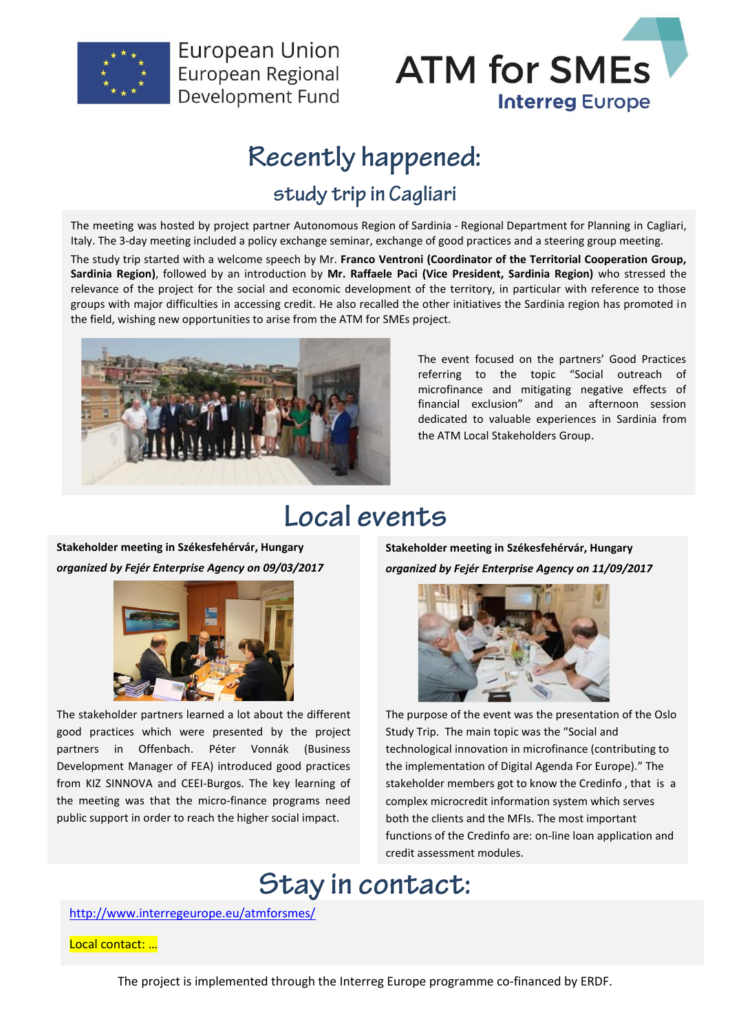European Union
European Regional
Development Fund

ATM for SMEs
Interreg Europe

# Recently happened:

## study trip in Cagliari

The meeting was hosted by project partner Autonomous Region of Sardinia - Regional Department for Planning in Cagliari, Italy. The 3-day meeting included a policy exchange seminar, exchange of good practices and a steering group meeting.

The study trip started with a welcome speech by Mr. **Franco Ventroni (Coordinator of the Territorial Cooperation Group, Sardinia Region)**, followed by an introduction by **Mr. Raffaele Paci (Vice President, Sardinia Region)** who stressed the relevance of the project for the social and economic development of the territory, in particular with reference to those groups with major difficulties in accessing credit. He also recalled the other initiatives the Sardinia region has promoted in the field, wishing new opportunities to arise from the ATM for SMEs project.

The event focused on the partners' Good Practices referring to the topic "Social outreach of microfinance and mitigating negative effects of financial exclusion" and an afternoon session dedicated to valuable experiences in Sardinia from the ATM Local Stakeholders Group.

# Local events

**Stakeholder meeting in Székesfehérvár, Hungary**

***organized by Fejér Enterprise Agency on 09/03/2017***

The stakeholder partners learned a lot about the different good practices which were presented by the project partners in Offenbach. Péter Vonnák (Business Development Manager of FEA) introduced good practices from KIZ SINNOVA and CEEI-Burgos. The key learning of the meeting was that the micro-finance programs need public support in order to reach the higher social impact.

**Stakeholder meeting in Székesfehérvár, Hungary**

***organized by Fejér Enterprise Agency on 11/09/2017***

The purpose of the event was the presentation of the Oslo Study Trip. The main topic was the "Social and technological innovation in microfinance (contributing to the implementation of Digital Agenda For Europe)." The stakeholder members got to know the Credinfo , that is a complex microcredit information system which serves both the clients and the MFIs. The most important functions of the Credinfo are: on-line loan application and credit assessment modules.

# Stay in contact:

http://www.interregeurope.eu/atmforsmes/

Local contact: …

The project is implemented through the Interreg Europe programme co-financed by ERDF.